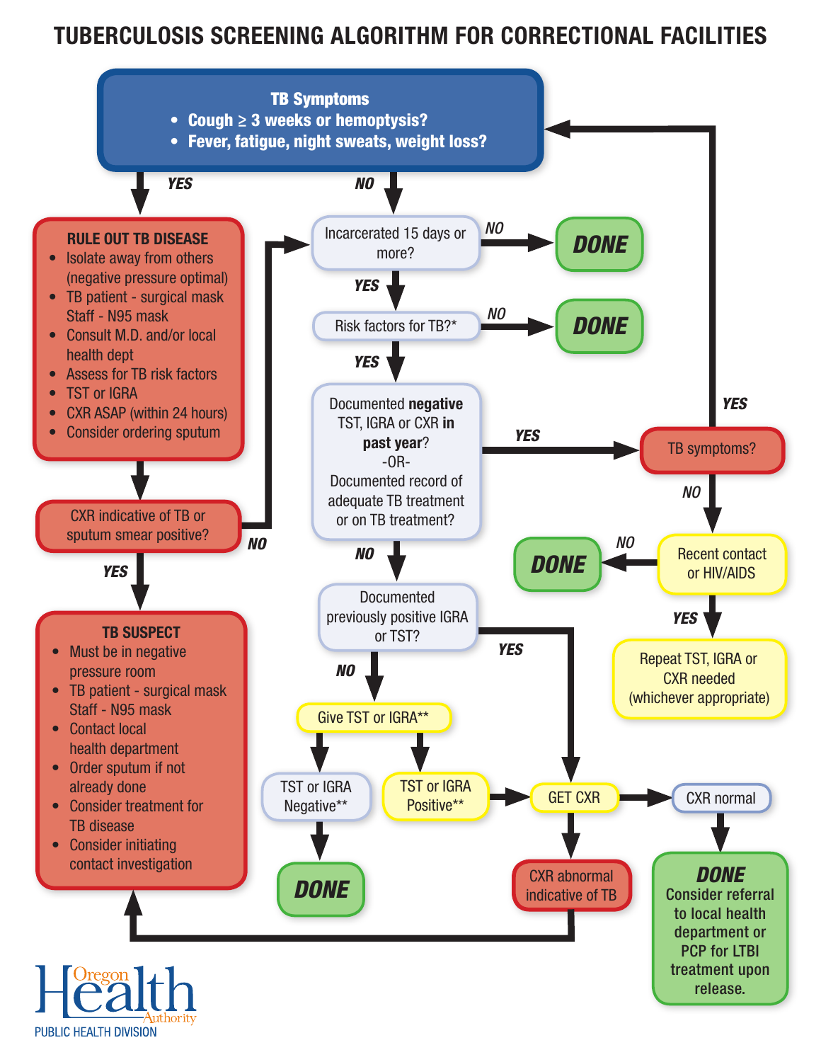# TUBERCULOSIS SCREENING ALGORITHM FOR CORRECTIONAL FACILITIES

**TB Symptoms**

- **Cough ≥ 3 weeks or hemoptysis?**
- **Fever, fatigue, night sweats, weight loss?**

*YES* →

**RULE OUT TB DISEASE**

- Isolate away from others (negative pressure optimal)
- TB patient - surgical mask Staff - N95 mask
- Consult M.D. and/or local health dept
- Assess for TB risk factors
- TST or IGRA
- CXR ASAP (within 24 hours)
- Consider ordering sputum

CXR indicative of TB or sputum smear positive?

*NO* → Incarcerated 15 days or more?

*YES* →

**TB SUSPECT**

- Must be in negative pressure room
- TB patient - surgical mask Staff - N95 mask
- Contact local health department
- Order sputum if not already done
- Consider treatment for TB disease
- Consider initiating contact investigation

*NO* →

Incarcerated 15 days or more?

*NO* → **DONE**

*YES* → Risk factors for TB?*

*NO* → **DONE**

*YES* → Documented **negative** TST, IGRA or CXR **in past year**? -OR- Documented record of adequate TB treatment or on TB treatment?

*YES* → TB symptoms?

- *YES* → TB Symptoms (return to top)
- *NO* → Recent contact or HIV/AIDS
  - *NO* → **DONE**
  - *YES* → Repeat TST, IGRA or CXR needed (whichever appropriate)

*NO* → Documented previously positive IGRA or TST?

*YES* → GET CXR

*NO* → Give TST or IGRA**

- TST or IGRA Negative** → **DONE**
- TST or IGRA Positive** → GET CXR

GET CXR

- CXR normal → **DONE** Consider referral to local health department or PCP for LTBI treatment upon release.
- CXR abnormal indicative of TB → TB SUSPECT

Oregon Health Authority

PUBLIC HEALTH DIVISION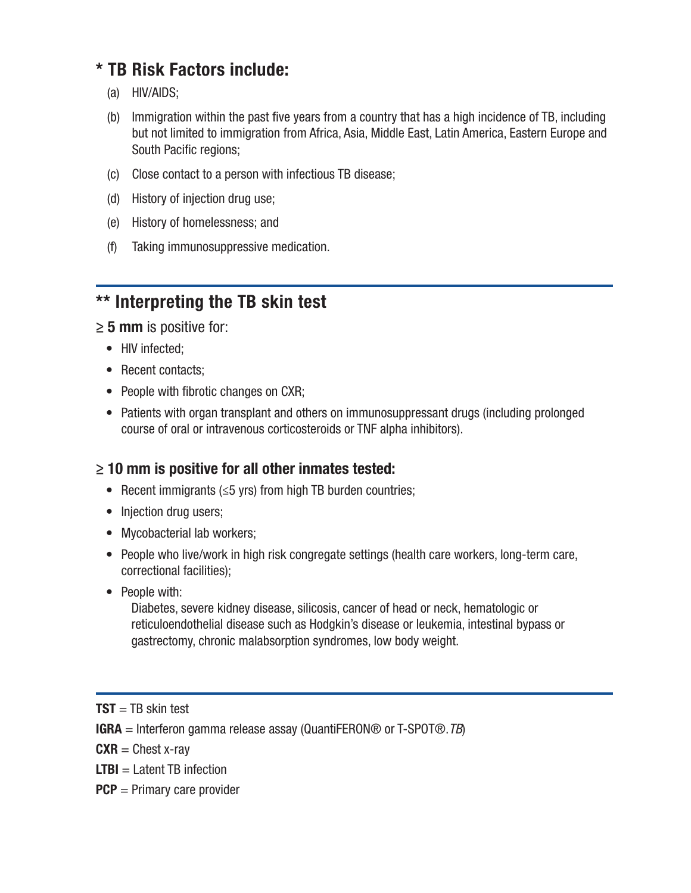## * TB Risk Factors include:

(a) HIV/AIDS;

(b) Immigration within the past five years from a country that has a high incidence of TB, including but not limited to immigration from Africa, Asia, Middle East, Latin America, Eastern Europe and South Pacific regions;

(c) Close contact to a person with infectious TB disease;

(d) History of injection drug use;

(e) History of homelessness; and

(f) Taking immunosuppressive medication.

---

## ** Interpreting the TB skin test

≥ **5 mm** is positive for:

- HIV infected;
- Recent contacts;
- People with fibrotic changes on CXR;
- Patients with organ transplant and others on immunosuppressant drugs (including prolonged course of oral or intravenous corticosteroids or TNF alpha inhibitors).

### ≥ 10 mm is positive for all other inmates tested:

- Recent immigrants (≤5 yrs) from high TB burden countries;
- Injection drug users;
- Mycobacterial lab workers;
- People who live/work in high risk congregate settings (health care workers, long-term care, correctional facilities);
- People with:
  Diabetes, severe kidney disease, silicosis, cancer of head or neck, hematologic or reticuloendothelial disease such as Hodgkin's disease or leukemia, intestinal bypass or gastrectomy, chronic malabsorption syndromes, low body weight.

---

**TST** = TB skin test

**IGRA** = Interferon gamma release assay (QuantiFERON® or T-SPOT®.*TB*)

**CXR** = Chest x-ray

**LTBI** = Latent TB infection

**PCP** = Primary care provider